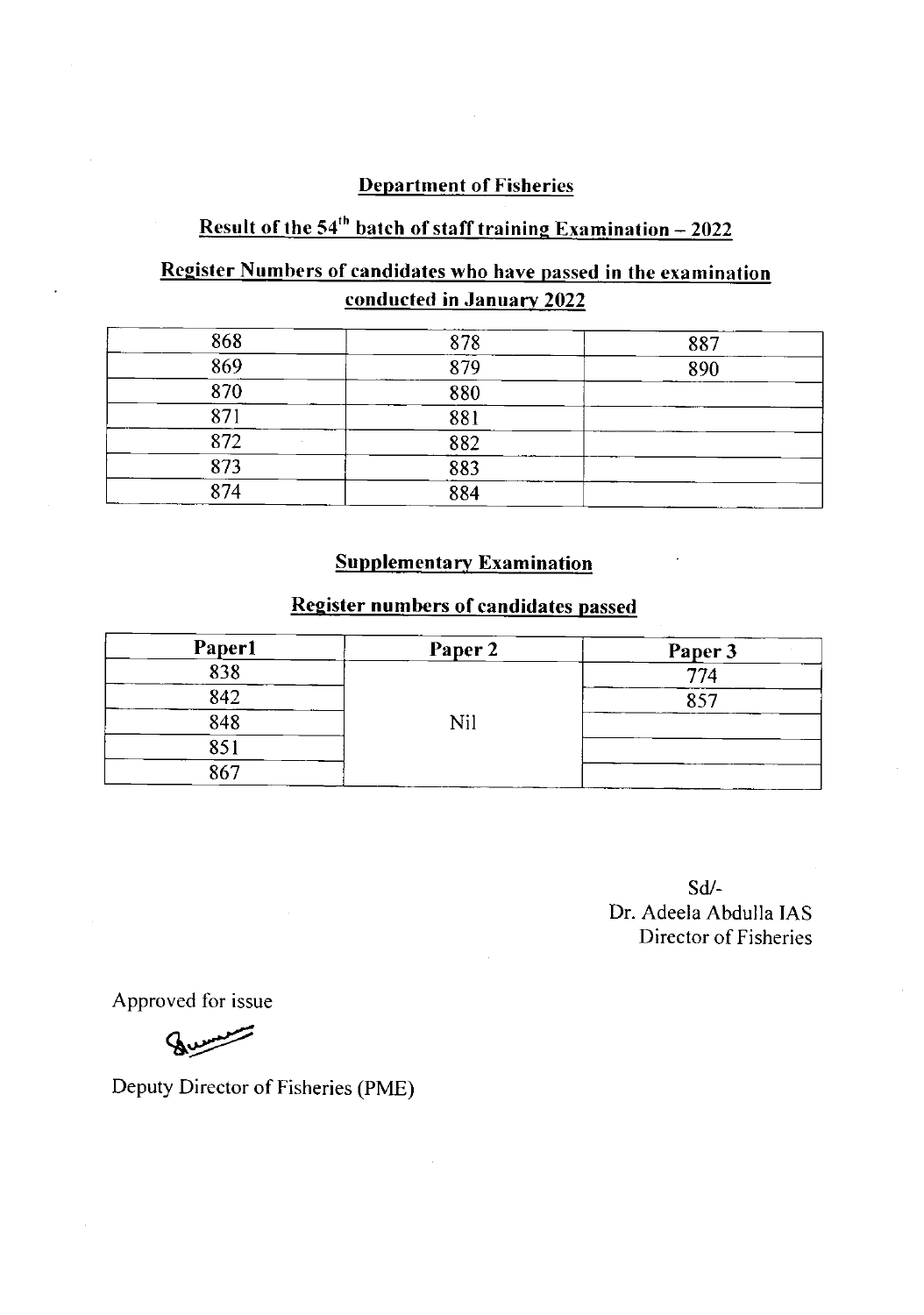## Department of Fisheries

## Result of the 54th batch of staff training Examination – 2022

### Register Numbers of candidates who have passed in the examination conducted in January 2022

| | | |
|---|---|---|
| 868 | 878 | 887 |
| 869 | 879 | 890 |
| 870 | 880 | |
| 871 | 881 | |
| 872 | 882 | |
| 873 | 883 | |
| 874 | 884 | |

### Supplementary Examination

### Register numbers of candidates passed

| Paper1 | Paper 2 | Paper 3 |
|---|---|---|
| 838 | Nil | 774 |
| 842 | | 857 |
| 848 | | |
| 851 | | |
| 867 | | |

Sd/-
Dr. Adeela Abdulla IAS
Director of Fisheries

Approved for issue

Deputy Director of Fisheries (PME)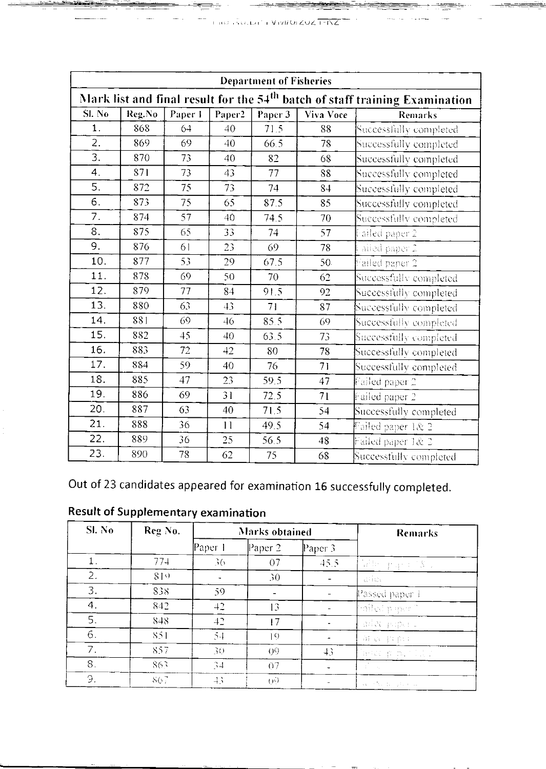| Department of Fisheries | | | | | | |
|---|---|---|---|---|---|---|
| Mark list and final result for the 54th batch of staff training Examination | | | | | | |
| Sl. No | Reg.No | Paper 1 | Paper2 | Paper 3 | Viva Voce | Remarks |
| 1. | 868 | 64 | 40 | 71.5 | 88 | Successfully completed |
| 2. | 869 | 69 | 40 | 66.5 | 78 | Successfully completed |
| 3. | 870 | 73 | 40 | 82 | 68 | Successfully completed |
| 4. | 871 | 73 | 43 | 77 | 88 | Successfully completed |
| 5. | 872 | 75 | 73 | 74 | 84 | Successfully completed |
| 6. | 873 | 75 | 65 | 87.5 | 85 | Successfully completed |
| 7. | 874 | 57 | 40 | 74.5 | 70 | Successfully completed |
| 8. | 875 | 65 | 33 | 74 | 57 | Failed paper 2 |
| 9. | 876 | 61 | 23 | 69 | 78 | Failed paper 2 |
| 10. | 877 | 53 | 29 | 67.5 | 50 | Failed paper 2 |
| 11. | 878 | 69 | 50 | 70 | 62 | Successfully completed |
| 12. | 879 | 77 | 84 | 91.5 | 92 | Successfully completed |
| 13. | 880 | 63 | 43 | 71 | 87 | Successfully completed |
| 14. | 881 | 69 | 46 | 85.5 | 69 | Successfully completed |
| 15. | 882 | 45 | 40 | 63.5 | 73 | Successfully completed |
| 16. | 883 | 72 | 42 | 80 | 78 | Successfully completed |
| 17. | 884 | 59 | 40 | 76 | 71 | Successfully completed |
| 18. | 885 | 47 | 23 | 59.5 | 47 | Failed paper 2 |
| 19. | 886 | 69 | 31 | 72.5 | 71 | Failed paper 2 |
| 20. | 887 | 63 | 40 | 71.5 | 54 | Successfully completed |
| 21. | 888 | 36 | 11 | 49.5 | 54 | Failed paper 1& 2 |
| 22. | 889 | 36 | 25 | 56.5 | 48 | Failed paper 1& 2 |
| 23. | 890 | 78 | 62 | 75 | 68 | Successfully completed |

Out of 23 candidates appeared for examination 16 successfully completed.

## Result of Supplementary examination

| Sl. No | Reg No. | Marks obtained | | | Remarks |
|---|---|---|---|---|---|
| | | Paper 1 | Paper 2 | Paper 3 | |
| 1. | 774 | 36 | 07 | 45.5 | Failed paper 1& 2 |
| 2. | 819 | - | 30 | - | Failed |
| 3. | 838 | 59 | - | - | Passed paper 1 |
| 4. | 842 | 42 | 13 | - | Failed paper 2 |
| 5. | 848 | 42 | 17 | - | Failed paper 2 |
| 6. | 851 | 54 | 19 | - | Failed paper 2 |
| 7. | 857 | 30 | 09 | 43 | Failed paper 1& 2 |
| 8. | 863 | 34 | 07 | - | Failed |
| 9. | 867 | 43 | 09 | - | Failed paper 2 |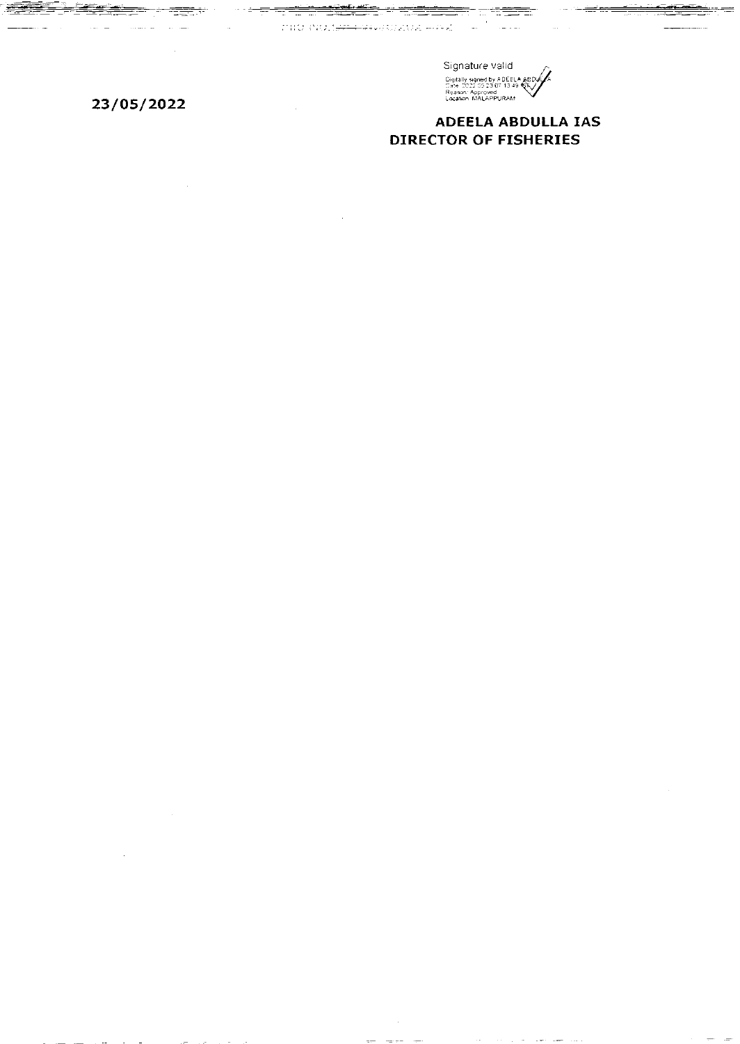23/05/2022

Signature valid

Digitally signed by ADEELA ABDULLA
Date: 2022.05.23 07:13:49 IST
Reason: Approved
Location: MALAPPURAM

**ADEELA ABDULLA IAS**
**DIRECTOR OF FISHERIES**